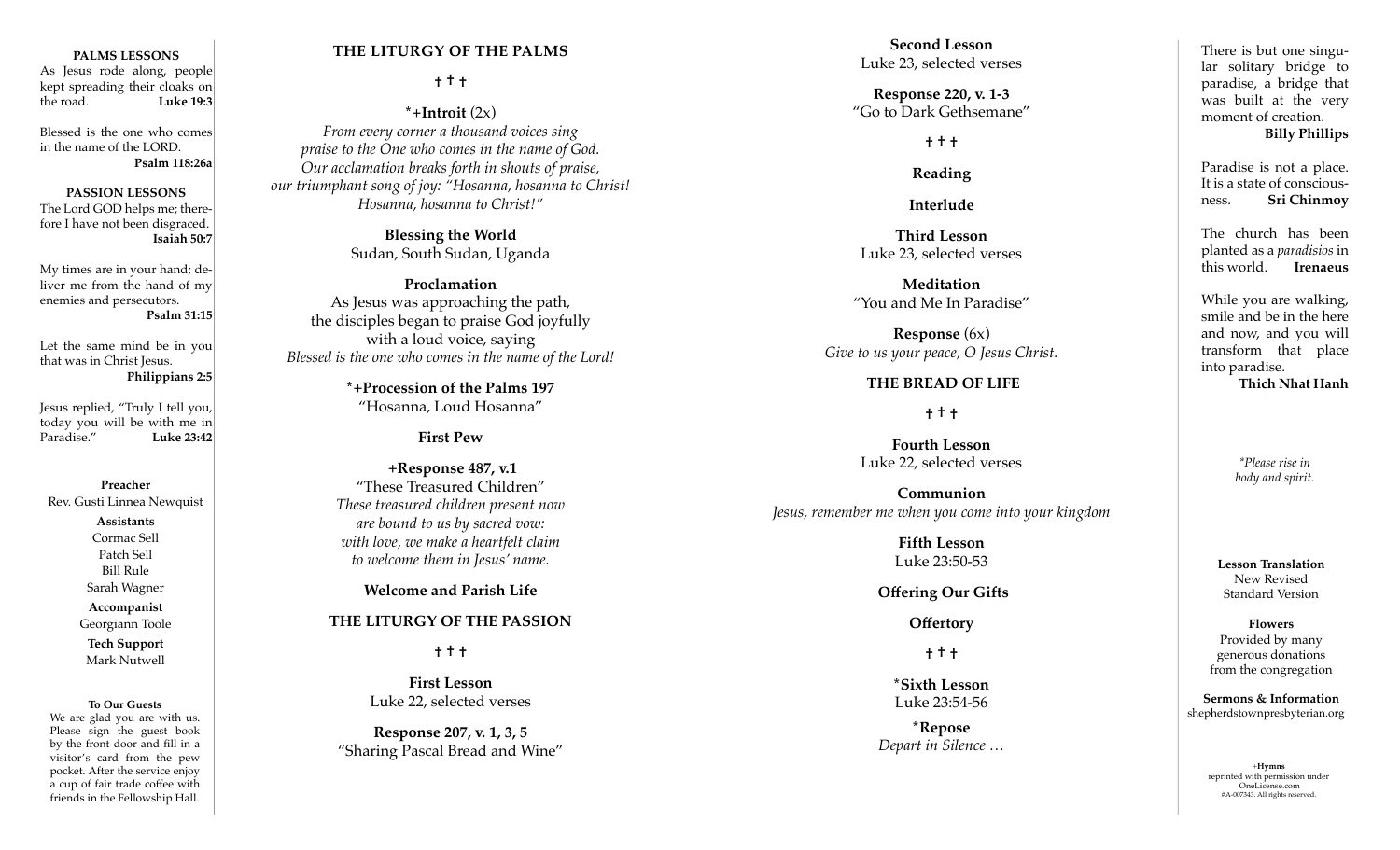**PALMS LESSONS**

As Jesus rode along, people kept spreading their cloaks on the road. **Luke 19:3**

Blessed is the one who comes in the name of the LORD. **Psalm 118:26a**

**PASSION LESSONS**

The Lord GOD helps me; therefore I have not been disgraced. **Isaiah 50:7**

My times are in your hand; deliver me from the hand of my enemies and persecutors. **Psalm 31:15**

Let the same mind be in you that was in Christ Jesus. **Philippians 2:5**

Jesus replied, "Truly I tell you, today you will be with me in Paradise." **Luke 23:42**

**Preacher**
Rev. Gusti Linnea Newquist

**Assistants**
Cormac Sell
Patch Sell
Bill Rule
Sarah Wagner

**Accompanist**
Georgiann Toole

**Tech Support**
Mark Nutwell

**To Our Guests**
We are glad you are with us. Please sign the guest book by the front door and fill in a visitor's card from the pew pocket. After the service enjoy a cup of fair trade coffee with friends in the Fellowship Hall.

## THE LITURGY OF THE PALMS

† † †

**\*+Introit** (2x)

*From every corner a thousand voices sing*
*praise to the One who comes in the name of God.*
*Our acclamation breaks forth in shouts of praise,*
*our triumphant song of joy: "Hosanna, hosanna to Christ!*
*Hosanna, hosanna to Christ!"*

**Blessing the World**
Sudan, South Sudan, Uganda

**Proclamation**
As Jesus was approaching the path,
the disciples began to praise God joyfully
with a loud voice, saying
*Blessed is the one who comes in the name of the Lord!*

**\*+Procession of the Palms 197**
"Hosanna, Loud Hosanna"

**First Pew**

**+Response 487, v.1**
"These Treasured Children"
*These treasured children present now*
*are bound to us by sacred vow:*
*with love, we make a heartfelt claim*
*to welcome them in Jesus' name.*

**Welcome and Parish Life**

## THE LITURGY OF THE PASSION

† † †

**First Lesson**
Luke 22, selected verses

**Response 207, v. 1, 3, 5**
"Sharing Pascal Bread and Wine"

**Second Lesson**
Luke 23, selected verses

**Response 220, v. 1-3**
"Go to Dark Gethsemane"

† † †

**Reading**

**Interlude**

**Third Lesson**
Luke 23, selected verses

**Meditation**
"You and Me In Paradise"

**Response** (6x)
*Give to us your peace, O Jesus Christ.*

## THE BREAD OF LIFE

† † †

**Fourth Lesson**
Luke 22, selected verses

**Communion**
*Jesus, remember me when you come into your kingdom*

**Fifth Lesson**
Luke 23:50-53

**Offering Our Gifts**

**Offertory**

† † †

**\*Sixth Lesson**
Luke 23:54-56

**\*Repose**
*Depart in Silence …*

There is but one singular solitary bridge to paradise, a bridge that was built at the very moment of creation. **Billy Phillips**

Paradise is not a place. It is a state of consciousness. **Sri Chinmoy**

The church has been planted as a *paradisios* in this world. **Irenaeus**

While you are walking, smile and be in the here and now, and you will transform that place into paradise. **Thich Nhat Hanh**

*\*Please rise in body and spirit.*

**Lesson Translation**
New Revised Standard Version

**Flowers**
Provided by many generous donations from the congregation

**Sermons & Information**
shepherdstownpresbyterian.org

+**Hymns** reprinted with permission under OneLicense.com #A-007343. All rights reserved.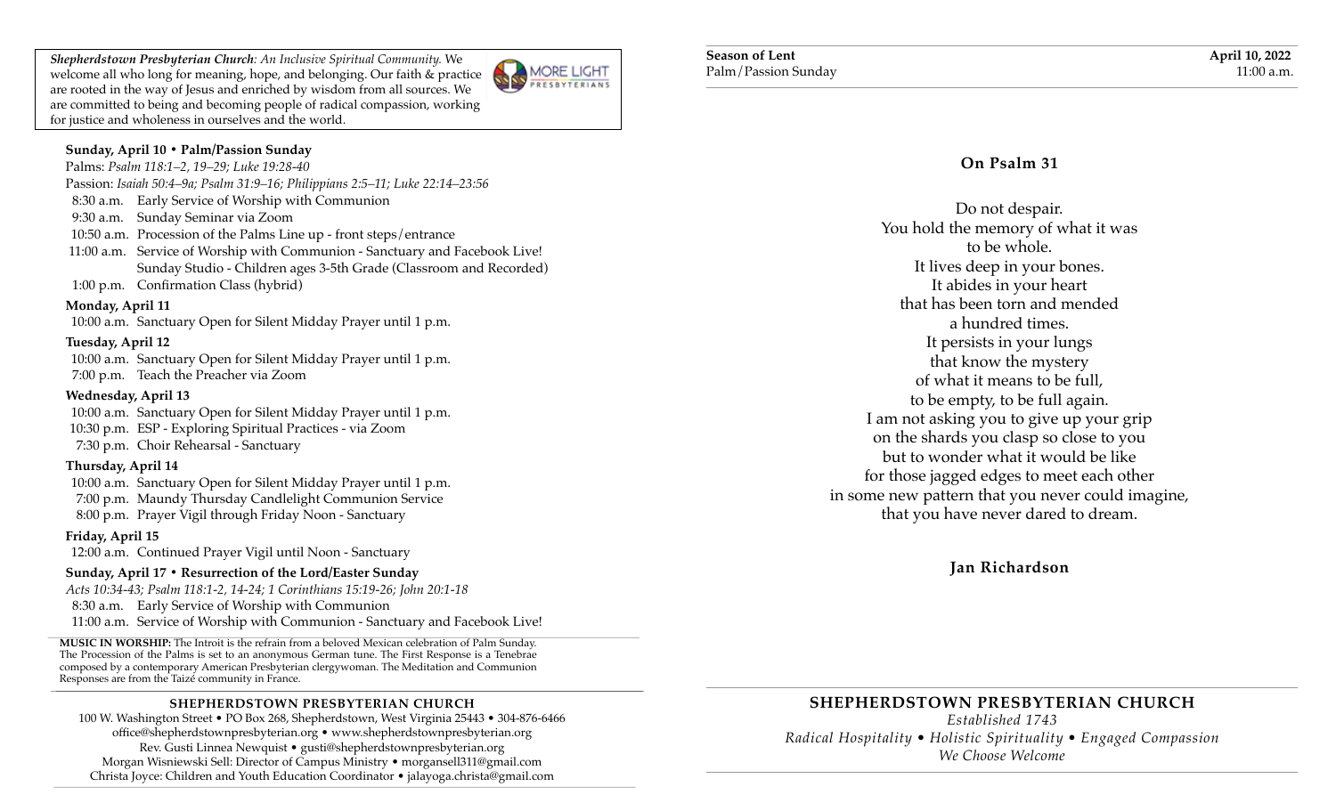***Shepherdstown Presbyterian Church**: An Inclusive Spiritual Community.* We welcome all who long for meaning, hope, and belonging. Our faith & practice are rooted in the way of Jesus and enriched by wisdom from all sources. We are committed to being and becoming people of radical compassion, working for justice and wholeness in ourselves and the world.

MORE LIGHT PRESBYTERIANS

**Sunday, April 10 • Palm/Passion Sunday**

Palms: *Psalm 118:1–2, 19–29; Luke 19:28-40*

Passion: *Isaiah 50:4–9a; Psalm 31:9–16; Philippians 2:5–11; Luke 22:14–23:56*

8:30 a.m. Early Service of Worship with Communion
9:30 a.m. Sunday Seminar via Zoom
10:50 a.m. Procession of the Palms Line up - front steps/entrance
11:00 a.m. Service of Worship with Communion - Sanctuary and Facebook Live!
Sunday Studio - Children ages 3-5th Grade (Classroom and Recorded)
1:00 p.m. Confirmation Class (hybrid)

**Monday, April 11**

10:00 a.m. Sanctuary Open for Silent Midday Prayer until 1 p.m.

**Tuesday, April 12**

10:00 a.m. Sanctuary Open for Silent Midday Prayer until 1 p.m.
7:00 p.m. Teach the Preacher via Zoom

**Wednesday, April 13**

10:00 a.m. Sanctuary Open for Silent Midday Prayer until 1 p.m.
10:30 p.m. ESP - Exploring Spiritual Practices - via Zoom
7:30 p.m. Choir Rehearsal - Sanctuary

**Thursday, April 14**

10:00 a.m. Sanctuary Open for Silent Midday Prayer until 1 p.m.
7:00 p.m. Maundy Thursday Candlelight Communion Service
8:00 p.m. Prayer Vigil through Friday Noon - Sanctuary

**Friday, April 15**

12:00 a.m. Continued Prayer Vigil until Noon - Sanctuary

**Sunday, April 17 • Resurrection of the Lord/Easter Sunday**

*Acts 10:34-43; Psalm 118:1-2, 14-24; 1 Corinthians 15:19-26; John 20:1-18*

8:30 a.m. Early Service of Worship with Communion
11:00 a.m. Service of Worship with Communion - Sanctuary and Facebook Live!

**MUSIC IN WORSHIP:** The Introit is the refrain from a beloved Mexican celebration of Palm Sunday. The Procession of the Palms is set to an anonymous German tune. The First Response is a Tenebrae composed by a contemporary American Presbyterian clergywoman. The Meditation and Communion Responses are from the Taizé community in France.

**SHEPHERDSTOWN PRESBYTERIAN CHURCH**

100 W. Washington Street • PO Box 268, Shepherdstown, West Virginia 25443 • 304-876-6466
office@shepherdstownpresbyterian.org • www.shepherdstownpresbyterian.org
Rev. Gusti Linnea Newquist • gusti@shepherdstownpresbyterian.org
Morgan Wisniewski Sell: Director of Campus Ministry • morgansell311@gmail.com
Christa Joyce: Children and Youth Education Coordinator • jalayoga.christa@gmail.com

**Season of Lent** — **April 10, 2022**
Palm/Passion Sunday — 11:00 a.m.

## On Psalm 31

Do not despair.
You hold the memory of what it was
to be whole.
It lives deep in your bones.
It abides in your heart
that has been torn and mended
a hundred times.
It persists in your lungs
that know the mystery
of what it means to be full,
to be empty, to be full again.
I am not asking you to give up your grip
on the shards you clasp so close to you
but to wonder what it would be like
for those jagged edges to meet each other
in some new pattern that you never could imagine,
that you have never dared to dream.

**Jan Richardson**

**SHEPHERDSTOWN PRESBYTERIAN CHURCH**

*Established 1743*
*Radical Hospitality • Holistic Spirituality • Engaged Compassion*
*We Choose Welcome*